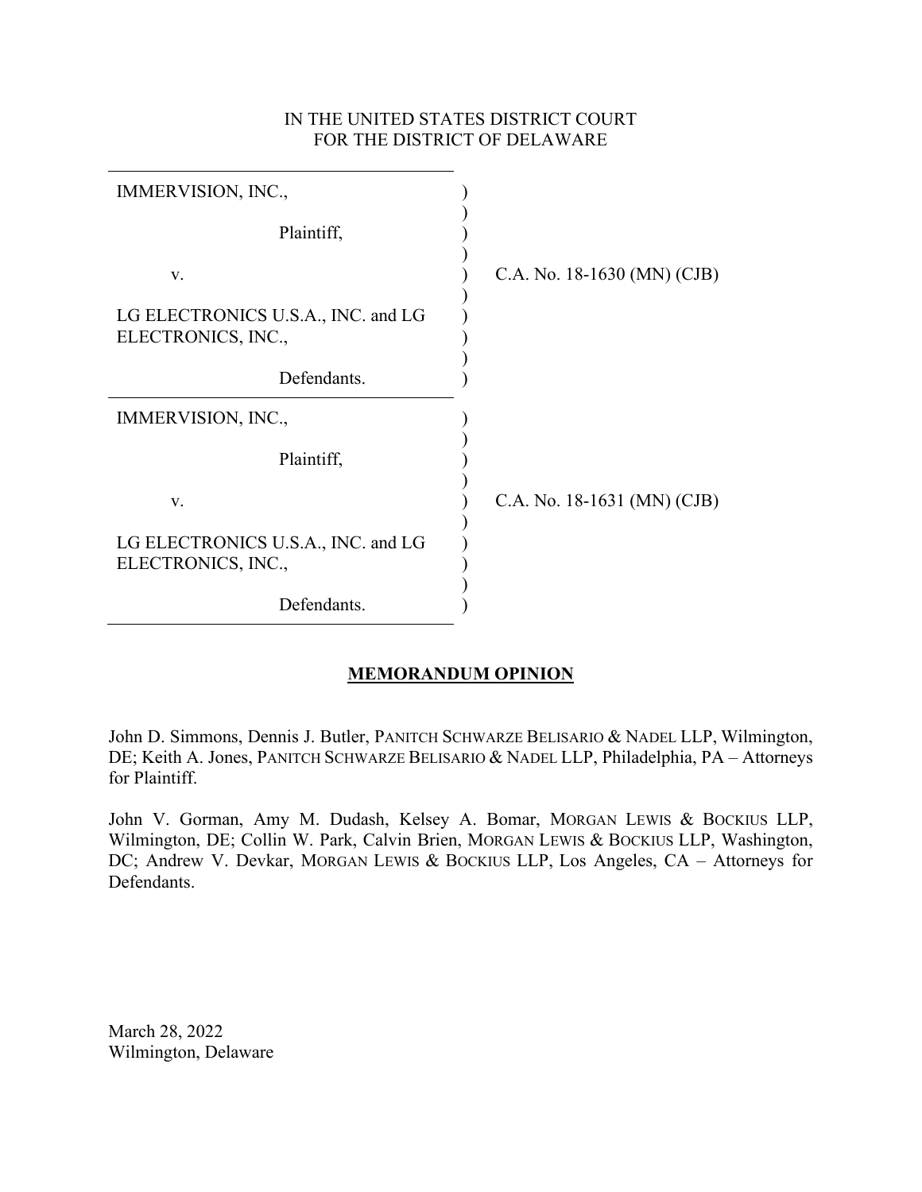IN THE UNITED STATES DISTRICT COURT
FOR THE DISTRICT OF DELAWARE

| | | |
|---|---|---|
| IMMERVISION, INC.,<br><br>Plaintiff,<br><br>v.<br><br>LG ELECTRONICS U.S.A., INC. and LG ELECTRONICS, INC.,<br><br>Defendants. | ) | C.A. No. 18-1630 (MN) (CJB) |
| IMMERVISION, INC.,<br><br>Plaintiff,<br><br>v.<br><br>LG ELECTRONICS U.S.A., INC. and LG ELECTRONICS, INC.,<br><br>Defendants. | ) | C.A. No. 18-1631 (MN) (CJB) |

## MEMORANDUM OPINION

John D. Simmons, Dennis J. Butler, PANITCH SCHWARZE BELISARIO & NADEL LLP, Wilmington, DE; Keith A. Jones, PANITCH SCHWARZE BELISARIO & NADEL LLP, Philadelphia, PA – Attorneys for Plaintiff.

John V. Gorman, Amy M. Dudash, Kelsey A. Bomar, MORGAN LEWIS & BOCKIUS LLP, Wilmington, DE; Collin W. Park, Calvin Brien, MORGAN LEWIS & BOCKIUS LLP, Washington, DC; Andrew V. Devkar, MORGAN LEWIS & BOCKIUS LLP, Los Angeles, CA – Attorneys for Defendants.

March 28, 2022
Wilmington, Delaware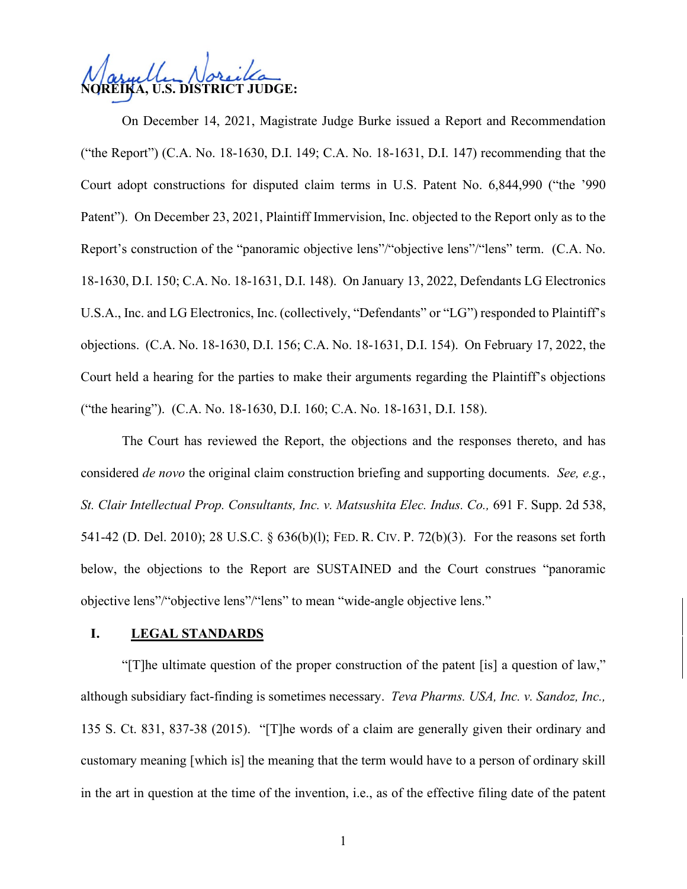**NOREIKA, U.S. DISTRICT JUDGE:**

On December 14, 2021, Magistrate Judge Burke issued a Report and Recommendation ("the Report") (C.A. No. 18-1630, D.I. 149; C.A. No. 18-1631, D.I. 147) recommending that the Court adopt constructions for disputed claim terms in U.S. Patent No. 6,844,990 ("the '990 Patent"). On December 23, 2021, Plaintiff Immervision, Inc. objected to the Report only as to the Report's construction of the "panoramic objective lens"/"objective lens"/"lens" term. (C.A. No. 18-1630, D.I. 150; C.A. No. 18-1631, D.I. 148). On January 13, 2022, Defendants LG Electronics U.S.A., Inc. and LG Electronics, Inc. (collectively, "Defendants" or "LG") responded to Plaintiff's objections. (C.A. No. 18-1630, D.I. 156; C.A. No. 18-1631, D.I. 154). On February 17, 2022, the Court held a hearing for the parties to make their arguments regarding the Plaintiff's objections ("the hearing"). (C.A. No. 18-1630, D.I. 160; C.A. No. 18-1631, D.I. 158).

The Court has reviewed the Report, the objections and the responses thereto, and has considered *de novo* the original claim construction briefing and supporting documents. *See, e.g.*, *St. Clair Intellectual Prop. Consultants, Inc. v. Matsushita Elec. Indus. Co.,* 691 F. Supp. 2d 538, 541-42 (D. Del. 2010); 28 U.S.C. § 636(b)(l); FED. R. CIV. P. 72(b)(3). For the reasons set forth below, the objections to the Report are SUSTAINED and the Court construes "panoramic objective lens"/"objective lens"/"lens" to mean "wide-angle objective lens."

## I. LEGAL STANDARDS

"[T]he ultimate question of the proper construction of the patent [is] a question of law," although subsidiary fact-finding is sometimes necessary. *Teva Pharms. USA, Inc. v. Sandoz, Inc.,* 135 S. Ct. 831, 837-38 (2015). "[T]he words of a claim are generally given their ordinary and customary meaning [which is] the meaning that the term would have to a person of ordinary skill in the art in question at the time of the invention, i.e., as of the effective filing date of the patent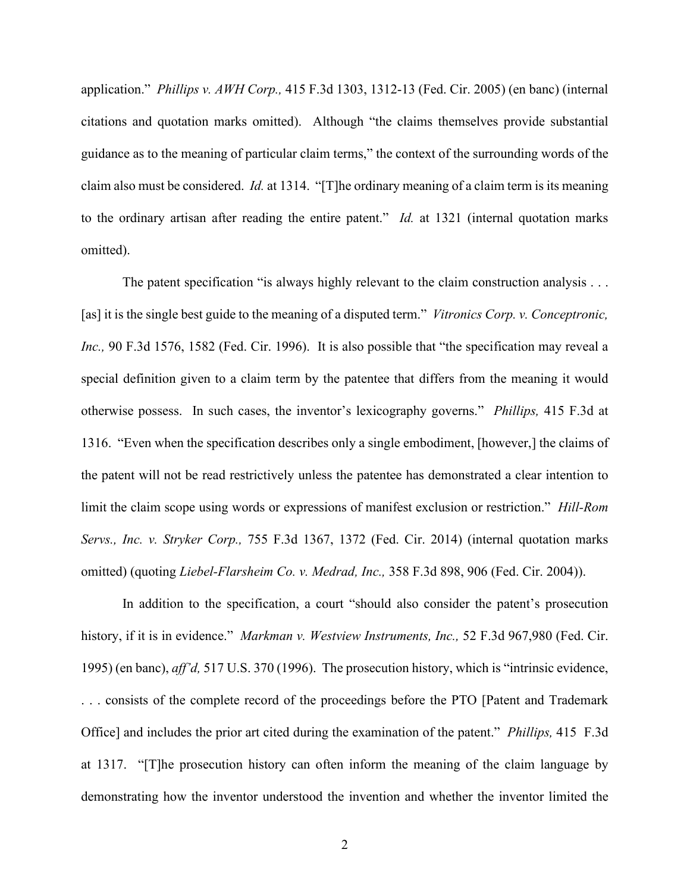application." *Phillips v. AWH Corp.,* 415 F.3d 1303, 1312-13 (Fed. Cir. 2005) (en banc) (internal citations and quotation marks omitted). Although "the claims themselves provide substantial guidance as to the meaning of particular claim terms," the context of the surrounding words of the claim also must be considered. *Id.* at 1314. "[T]he ordinary meaning of a claim term is its meaning to the ordinary artisan after reading the entire patent." *Id.* at 1321 (internal quotation marks omitted).

The patent specification "is always highly relevant to the claim construction analysis . . . [as] it is the single best guide to the meaning of a disputed term." *Vitronics Corp. v. Conceptronic, Inc.,* 90 F.3d 1576, 1582 (Fed. Cir. 1996). It is also possible that "the specification may reveal a special definition given to a claim term by the patentee that differs from the meaning it would otherwise possess. In such cases, the inventor's lexicography governs." *Phillips,* 415 F.3d at 1316. "Even when the specification describes only a single embodiment, [however,] the claims of the patent will not be read restrictively unless the patentee has demonstrated a clear intention to limit the claim scope using words or expressions of manifest exclusion or restriction." *Hill-Rom Servs., Inc. v. Stryker Corp.,* 755 F.3d 1367, 1372 (Fed. Cir. 2014) (internal quotation marks omitted) (quoting *Liebel-Flarsheim Co. v. Medrad, Inc.,* 358 F.3d 898, 906 (Fed. Cir. 2004)).

In addition to the specification, a court "should also consider the patent's prosecution history, if it is in evidence." *Markman v. Westview Instruments, Inc.,* 52 F.3d 967,980 (Fed. Cir. 1995) (en banc), *aff'd,* 517 U.S. 370 (1996). The prosecution history, which is "intrinsic evidence, . . . consists of the complete record of the proceedings before the PTO [Patent and Trademark Office] and includes the prior art cited during the examination of the patent." *Phillips,* 415 F.3d at 1317. "[T]he prosecution history can often inform the meaning of the claim language by demonstrating how the inventor understood the invention and whether the inventor limited the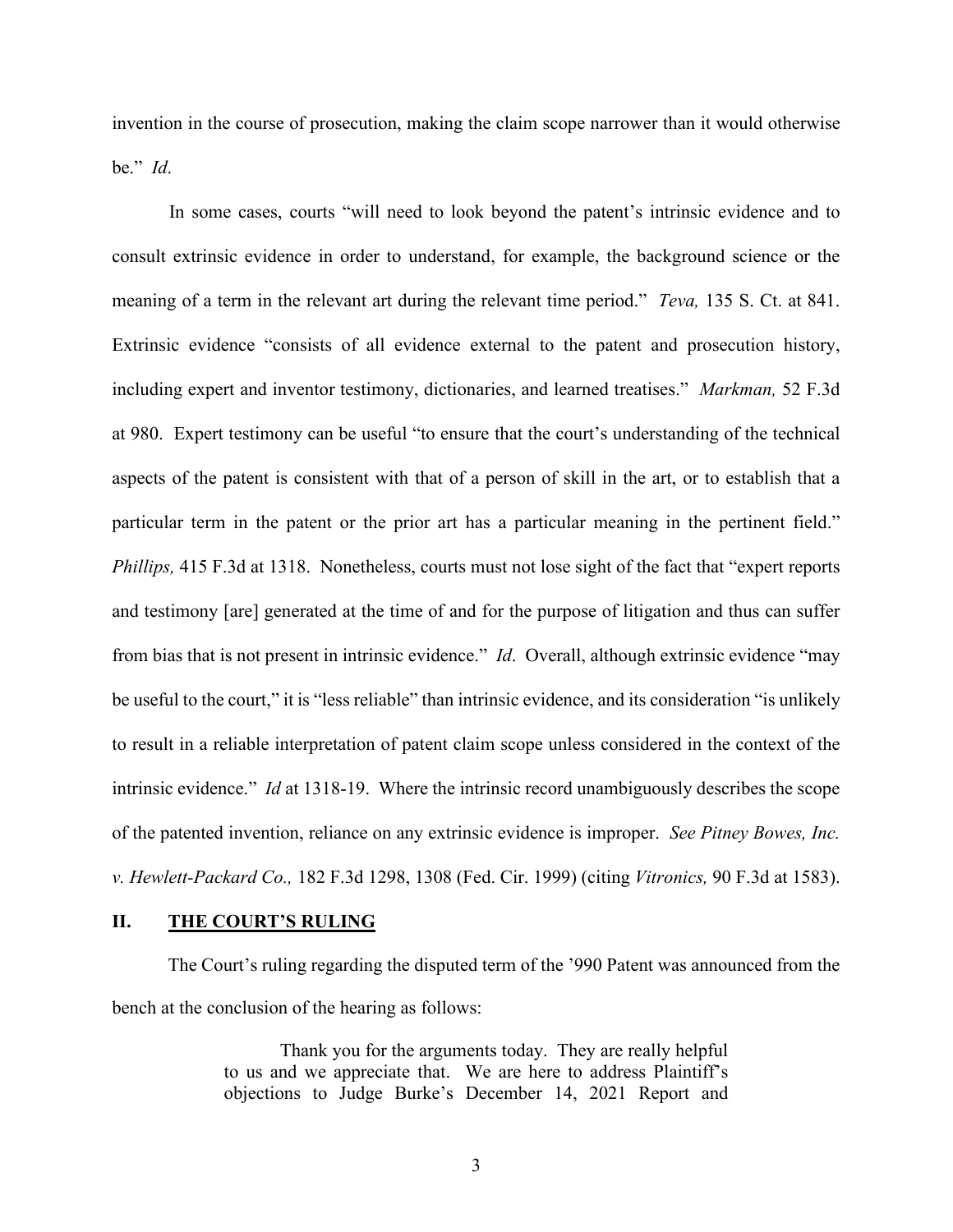invention in the course of prosecution, making the claim scope narrower than it would otherwise be." *Id*.

In some cases, courts "will need to look beyond the patent's intrinsic evidence and to consult extrinsic evidence in order to understand, for example, the background science or the meaning of a term in the relevant art during the relevant time period." *Teva,* 135 S. Ct. at 841. Extrinsic evidence "consists of all evidence external to the patent and prosecution history, including expert and inventor testimony, dictionaries, and learned treatises." *Markman,* 52 F.3d at 980. Expert testimony can be useful "to ensure that the court's understanding of the technical aspects of the patent is consistent with that of a person of skill in the art, or to establish that a particular term in the patent or the prior art has a particular meaning in the pertinent field." *Phillips,* 415 F.3d at 1318. Nonetheless, courts must not lose sight of the fact that "expert reports and testimony [are] generated at the time of and for the purpose of litigation and thus can suffer from bias that is not present in intrinsic evidence." *Id*. Overall, although extrinsic evidence "may be useful to the court," it is "less reliable" than intrinsic evidence, and its consideration "is unlikely to result in a reliable interpretation of patent claim scope unless considered in the context of the intrinsic evidence." *Id* at 1318-19. Where the intrinsic record unambiguously describes the scope of the patented invention, reliance on any extrinsic evidence is improper. *See Pitney Bowes, Inc. v. Hewlett-Packard Co.,* 182 F.3d 1298, 1308 (Fed. Cir. 1999) (citing *Vitronics,* 90 F.3d at 1583).

## II. <u>THE COURT'S RULING</u>

The Court's ruling regarding the disputed term of the '990 Patent was announced from the bench at the conclusion of the hearing as follows:

> Thank you for the arguments today. They are really helpful to us and we appreciate that. We are here to address Plaintiff's objections to Judge Burke's December 14, 2021 Report and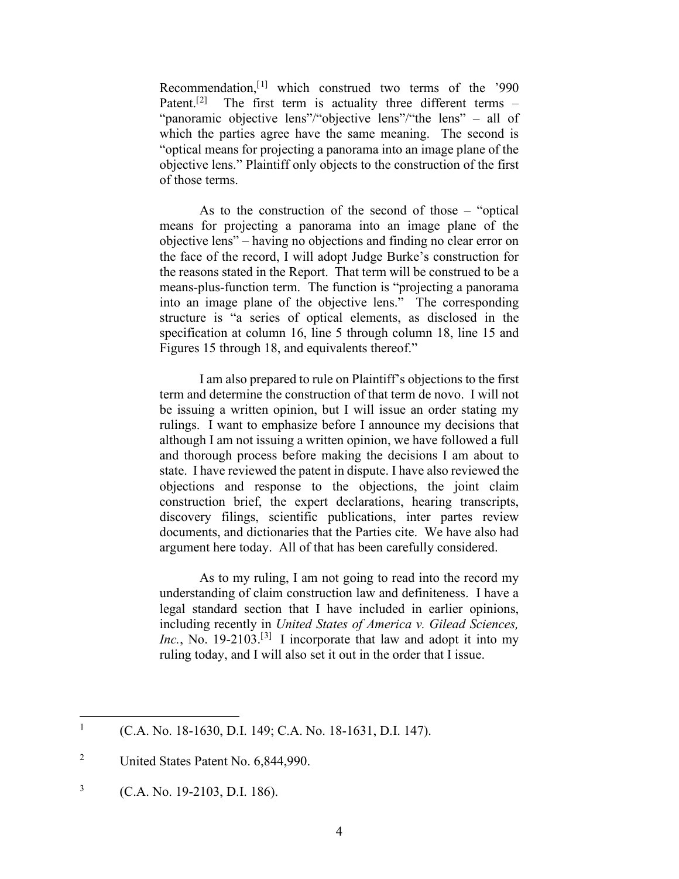Recommendation,[1] which construed two terms of the '990 Patent.[2] The first term is actuality three different terms – "panoramic objective lens"/"objective lens"/"the lens" – all of which the parties agree have the same meaning. The second is "optical means for projecting a panorama into an image plane of the objective lens." Plaintiff only objects to the construction of the first of those terms.

As to the construction of the second of those – "optical means for projecting a panorama into an image plane of the objective lens" – having no objections and finding no clear error on the face of the record, I will adopt Judge Burke's construction for the reasons stated in the Report. That term will be construed to be a means-plus-function term. The function is "projecting a panorama into an image plane of the objective lens." The corresponding structure is "a series of optical elements, as disclosed in the specification at column 16, line 5 through column 18, line 15 and Figures 15 through 18, and equivalents thereof."

I am also prepared to rule on Plaintiff's objections to the first term and determine the construction of that term de novo. I will not be issuing a written opinion, but I will issue an order stating my rulings. I want to emphasize before I announce my decisions that although I am not issuing a written opinion, we have followed a full and thorough process before making the decisions I am about to state. I have reviewed the patent in dispute. I have also reviewed the objections and response to the objections, the joint claim construction brief, the expert declarations, hearing transcripts, discovery filings, scientific publications, inter partes review documents, and dictionaries that the Parties cite. We have also had argument here today. All of that has been carefully considered.

As to my ruling, I am not going to read into the record my understanding of claim construction law and definiteness. I have a legal standard section that I have included in earlier opinions, including recently in *United States of America v. Gilead Sciences, Inc.*, No. 19-2103.[3] I incorporate that law and adopt it into my ruling today, and I will also set it out in the order that I issue.

---

[1] (C.A. No. 18-1630, D.I. 149; C.A. No. 18-1631, D.I. 147).

[2] United States Patent No. 6,844,990.

[3] (C.A. No. 19-2103, D.I. 186).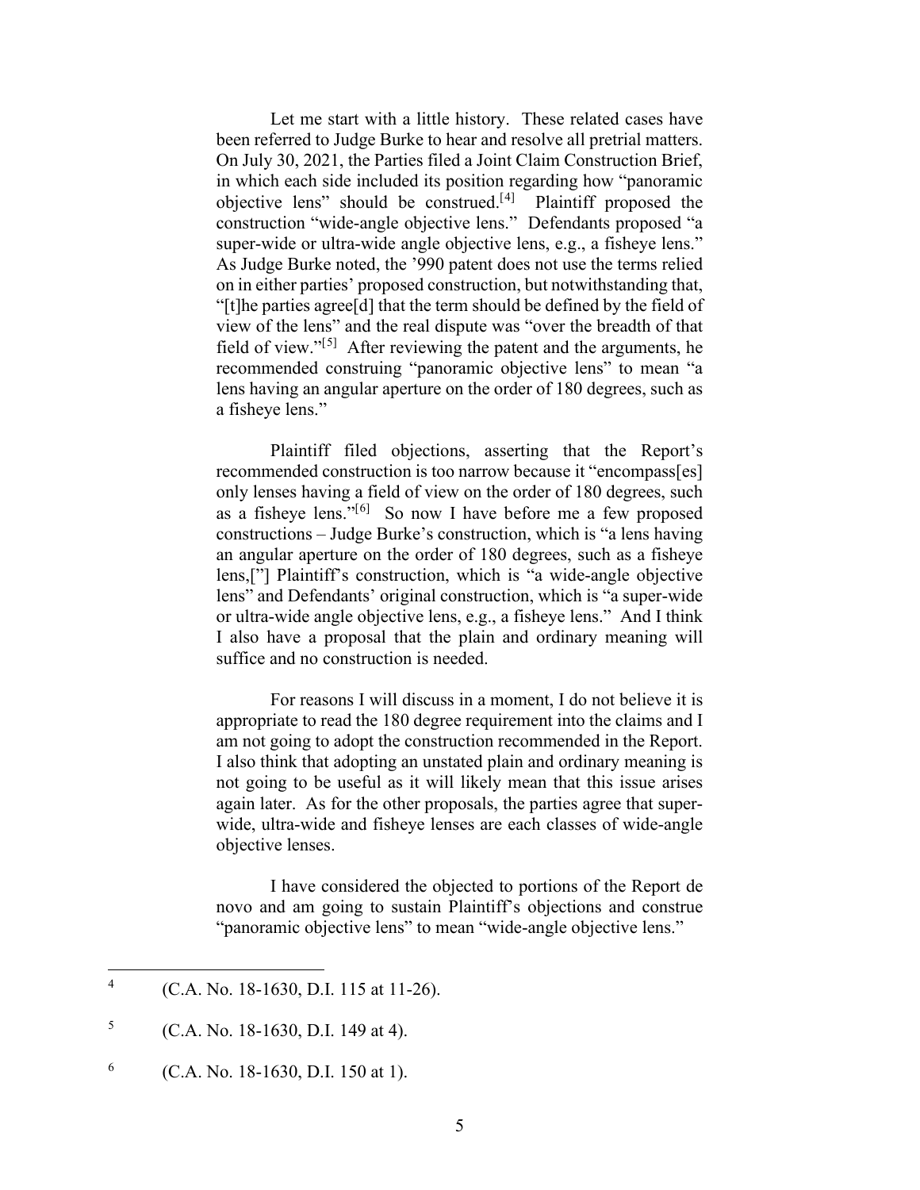Let me start with a little history. These related cases have been referred to Judge Burke to hear and resolve all pretrial matters. On July 30, 2021, the Parties filed a Joint Claim Construction Brief, in which each side included its position regarding how "panoramic objective lens" should be construed.[4] Plaintiff proposed the construction "wide-angle objective lens." Defendants proposed "a super-wide or ultra-wide angle objective lens, e.g., a fisheye lens." As Judge Burke noted, the '990 patent does not use the terms relied on in either parties' proposed construction, but notwithstanding that, "[t]he parties agree[d] that the term should be defined by the field of view of the lens" and the real dispute was "over the breadth of that field of view."[5] After reviewing the patent and the arguments, he recommended construing "panoramic objective lens" to mean "a lens having an angular aperture on the order of 180 degrees, such as a fisheye lens."

Plaintiff filed objections, asserting that the Report's recommended construction is too narrow because it "encompass[es] only lenses having a field of view on the order of 180 degrees, such as a fisheye lens."[6] So now I have before me a few proposed constructions – Judge Burke's construction, which is "a lens having an angular aperture on the order of 180 degrees, such as a fisheye lens,["] Plaintiff's construction, which is "a wide-angle objective lens" and Defendants' original construction, which is "a super-wide or ultra-wide angle objective lens, e.g., a fisheye lens." And I think I also have a proposal that the plain and ordinary meaning will suffice and no construction is needed.

For reasons I will discuss in a moment, I do not believe it is appropriate to read the 180 degree requirement into the claims and I am not going to adopt the construction recommended in the Report. I also think that adopting an unstated plain and ordinary meaning is not going to be useful as it will likely mean that this issue arises again later. As for the other proposals, the parties agree that super-wide, ultra-wide and fisheye lenses are each classes of wide-angle objective lenses.

I have considered the objected to portions of the Report de novo and am going to sustain Plaintiff's objections and construe "panoramic objective lens" to mean "wide-angle objective lens."

---

[4] (C.A. No. 18-1630, D.I. 115 at 11-26).

[5] (C.A. No. 18-1630, D.I. 149 at 4).

[6] (C.A. No. 18-1630, D.I. 150 at 1).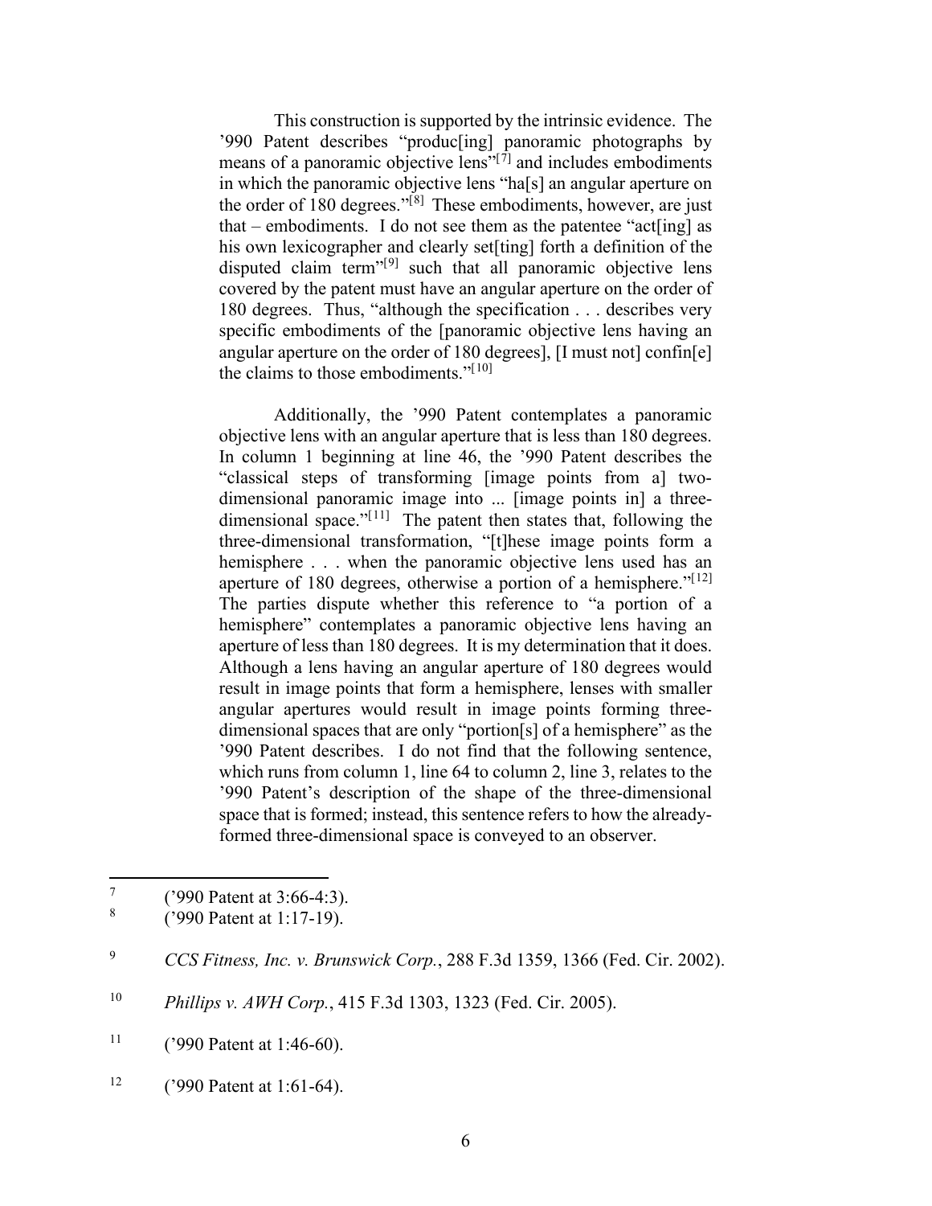This construction is supported by the intrinsic evidence. The '990 Patent describes "produc[ing] panoramic photographs by means of a panoramic objective lens"[7] and includes embodiments in which the panoramic objective lens "ha[s] an angular aperture on the order of 180 degrees."[8] These embodiments, however, are just that – embodiments. I do not see them as the patentee "act[ing] as his own lexicographer and clearly set[ting] forth a definition of the disputed claim term"[9] such that all panoramic objective lens covered by the patent must have an angular aperture on the order of 180 degrees. Thus, "although the specification . . . describes very specific embodiments of the [panoramic objective lens having an angular aperture on the order of 180 degrees], [I must not] confin[e] the claims to those embodiments."[10]

Additionally, the '990 Patent contemplates a panoramic objective lens with an angular aperture that is less than 180 degrees. In column 1 beginning at line 46, the '990 Patent describes the "classical steps of transforming [image points from a] two-dimensional panoramic image into ... [image points in] a three-dimensional space."[11] The patent then states that, following the three-dimensional transformation, "[t]hese image points form a hemisphere . . . when the panoramic objective lens used has an aperture of 180 degrees, otherwise a portion of a hemisphere."[12] The parties dispute whether this reference to "a portion of a hemisphere" contemplates a panoramic objective lens having an aperture of less than 180 degrees. It is my determination that it does. Although a lens having an angular aperture of 180 degrees would result in image points that form a hemisphere, lenses with smaller angular apertures would result in image points forming three-dimensional spaces that are only "portion[s] of a hemisphere" as the '990 Patent describes. I do not find that the following sentence, which runs from column 1, line 64 to column 2, line 3, relates to the '990 Patent's description of the shape of the three-dimensional space that is formed; instead, this sentence refers to how the already-formed three-dimensional space is conveyed to an observer.

---

[7] ('990 Patent at 3:66-4:3).

[8] ('990 Patent at 1:17-19).

[9] *CCS Fitness, Inc. v. Brunswick Corp.*, 288 F.3d 1359, 1366 (Fed. Cir. 2002).

[10] *Phillips v. AWH Corp.*, 415 F.3d 1303, 1323 (Fed. Cir. 2005).

[11] ('990 Patent at 1:46-60).

[12] ('990 Patent at 1:61-64).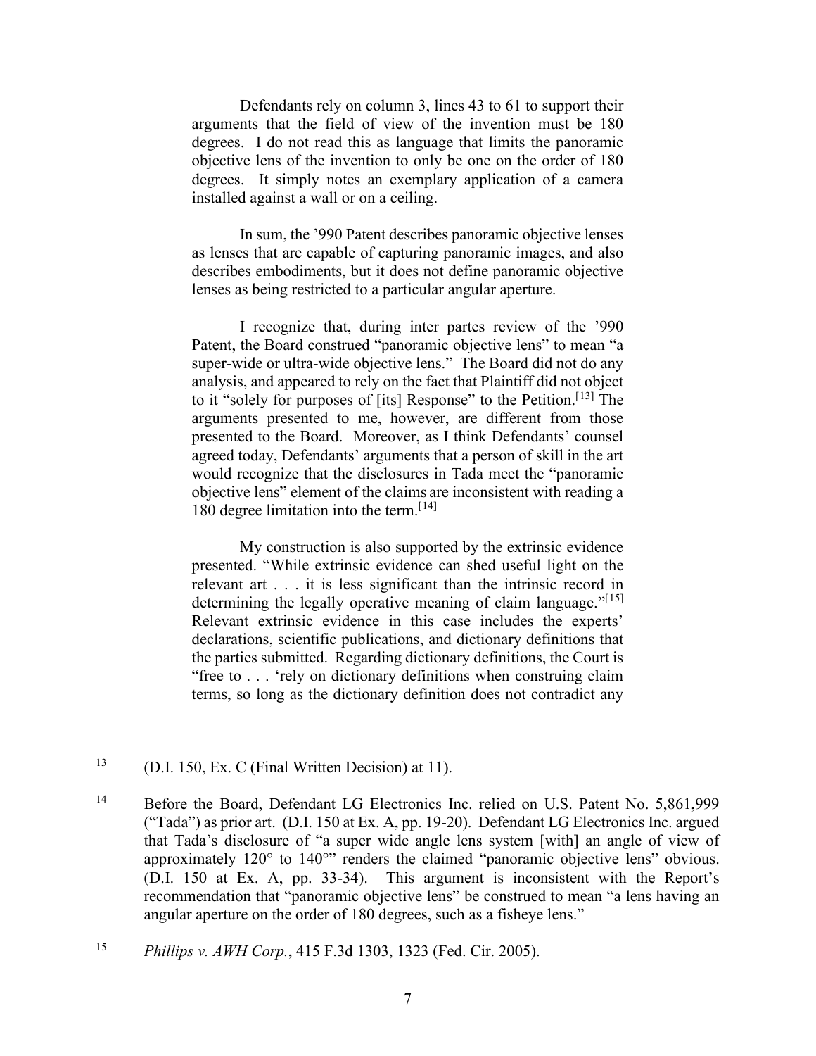Defendants rely on column 3, lines 43 to 61 to support their arguments that the field of view of the invention must be 180 degrees. I do not read this as language that limits the panoramic objective lens of the invention to only be one on the order of 180 degrees. It simply notes an exemplary application of a camera installed against a wall or on a ceiling.

In sum, the '990 Patent describes panoramic objective lenses as lenses that are capable of capturing panoramic images, and also describes embodiments, but it does not define panoramic objective lenses as being restricted to a particular angular aperture.

I recognize that, during inter partes review of the '990 Patent, the Board construed "panoramic objective lens" to mean "a super-wide or ultra-wide objective lens." The Board did not do any analysis, and appeared to rely on the fact that Plaintiff did not object to it "solely for purposes of [its] Response" to the Petition.[13] The arguments presented to me, however, are different from those presented to the Board. Moreover, as I think Defendants' counsel agreed today, Defendants' arguments that a person of skill in the art would recognize that the disclosures in Tada meet the "panoramic objective lens" element of the claims are inconsistent with reading a 180 degree limitation into the term.[14]

My construction is also supported by the extrinsic evidence presented. "While extrinsic evidence can shed useful light on the relevant art . . . it is less significant than the intrinsic record in determining the legally operative meaning of claim language."[15] Relevant extrinsic evidence in this case includes the experts' declarations, scientific publications, and dictionary definitions that the parties submitted. Regarding dictionary definitions, the Court is "free to . . . 'rely on dictionary definitions when construing claim terms, so long as the dictionary definition does not contradict any

---

[13] (D.I. 150, Ex. C (Final Written Decision) at 11).

[14] Before the Board, Defendant LG Electronics Inc. relied on U.S. Patent No. 5,861,999 ("Tada") as prior art. (D.I. 150 at Ex. A, pp. 19-20). Defendant LG Electronics Inc. argued that Tada's disclosure of "a super wide angle lens system [with] an angle of view of approximately 120° to 140°" renders the claimed "panoramic objective lens" obvious. (D.I. 150 at Ex. A, pp. 33-34). This argument is inconsistent with the Report's recommendation that "panoramic objective lens" be construed to mean "a lens having an angular aperture on the order of 180 degrees, such as a fisheye lens."

[15] *Phillips v. AWH Corp.*, 415 F.3d 1303, 1323 (Fed. Cir. 2005).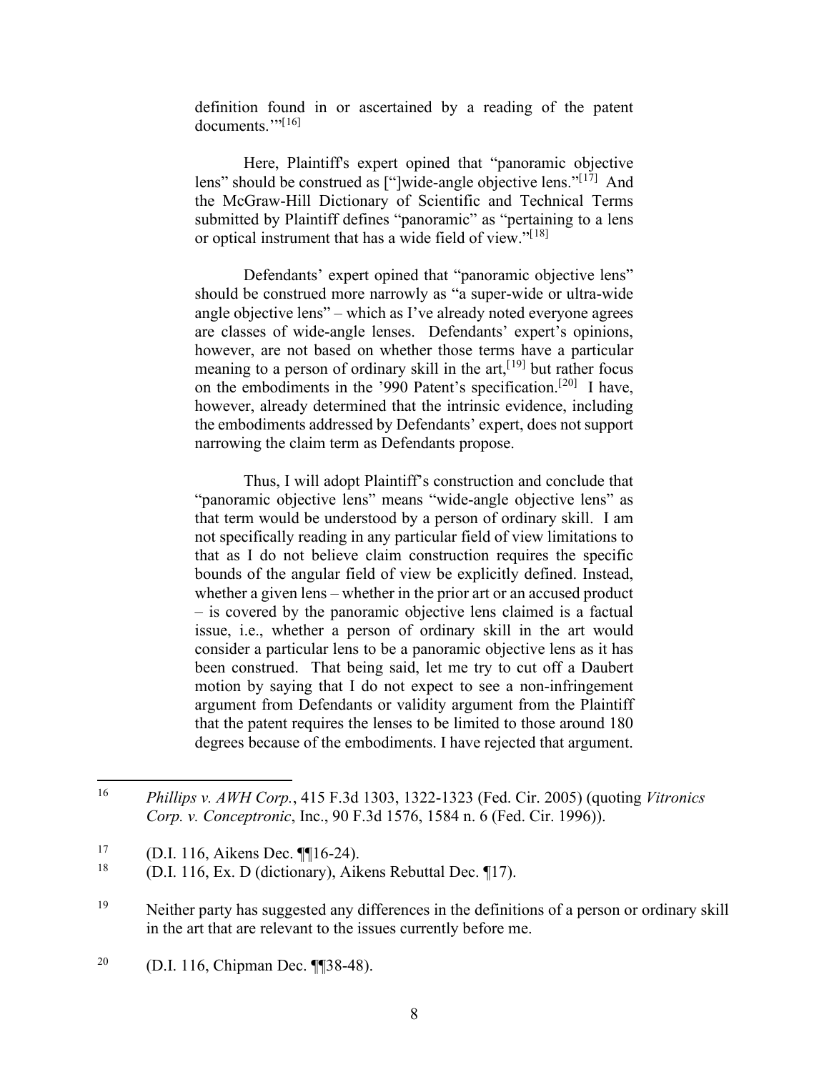definition found in or ascertained by a reading of the patent documents.'"[16]

Here, Plaintiff's expert opined that "panoramic objective lens" should be construed as ["]wide-angle objective lens."[17] And the McGraw-Hill Dictionary of Scientific and Technical Terms submitted by Plaintiff defines "panoramic" as "pertaining to a lens or optical instrument that has a wide field of view."[18]

Defendants' expert opined that "panoramic objective lens" should be construed more narrowly as "a super-wide or ultra-wide angle objective lens" – which as I've already noted everyone agrees are classes of wide-angle lenses. Defendants' expert's opinions, however, are not based on whether those terms have a particular meaning to a person of ordinary skill in the art,[19] but rather focus on the embodiments in the '990 Patent's specification.[20] I have, however, already determined that the intrinsic evidence, including the embodiments addressed by Defendants' expert, does not support narrowing the claim term as Defendants propose.

Thus, I will adopt Plaintiff's construction and conclude that "panoramic objective lens" means "wide-angle objective lens" as that term would be understood by a person of ordinary skill. I am not specifically reading in any particular field of view limitations to that as I do not believe claim construction requires the specific bounds of the angular field of view be explicitly defined. Instead, whether a given lens – whether in the prior art or an accused product – is covered by the panoramic objective lens claimed is a factual issue, i.e., whether a person of ordinary skill in the art would consider a particular lens to be a panoramic objective lens as it has been construed. That being said, let me try to cut off a Daubert motion by saying that I do not expect to see a non-infringement argument from Defendants or validity argument from the Plaintiff that the patent requires the lenses to be limited to those around 180 degrees because of the embodiments. I have rejected that argument.

---

[16] *Phillips v. AWH Corp.*, 415 F.3d 1303, 1322-1323 (Fed. Cir. 2005) (quoting *Vitronics Corp. v. Conceptronic*, Inc., 90 F.3d 1576, 1584 n. 6 (Fed. Cir. 1996)).

[17] (D.I. 116, Aikens Dec. ¶¶16-24).

[18] (D.I. 116, Ex. D (dictionary), Aikens Rebuttal Dec. ¶17).

[19] Neither party has suggested any differences in the definitions of a person or ordinary skill in the art that are relevant to the issues currently before me.

[20] (D.I. 116, Chipman Dec. ¶¶38-48).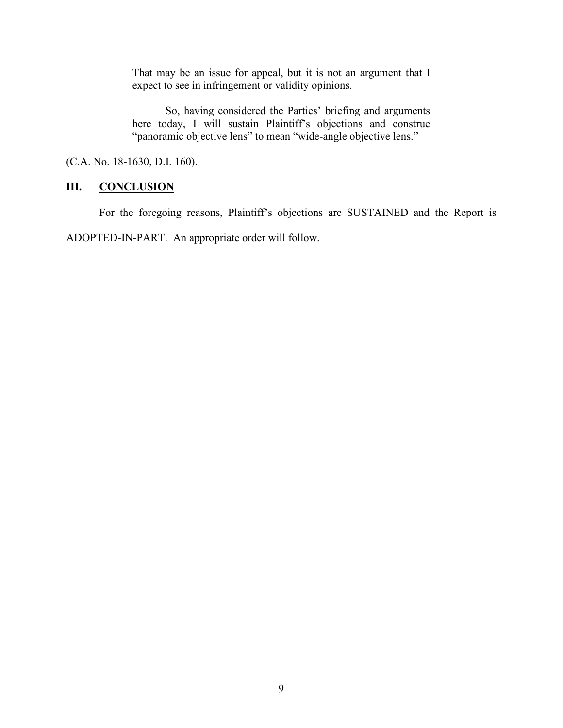> That may be an issue for appeal, but it is not an argument that I expect to see in infringement or validity opinions.
>
> So, having considered the Parties' briefing and arguments here today, I will sustain Plaintiff's objections and construe "panoramic objective lens" to mean "wide-angle objective lens."

(C.A. No. 18-1630, D.I. 160).

## III. CONCLUSION

For the foregoing reasons, Plaintiff's objections are SUSTAINED and the Report is ADOPTED-IN-PART. An appropriate order will follow.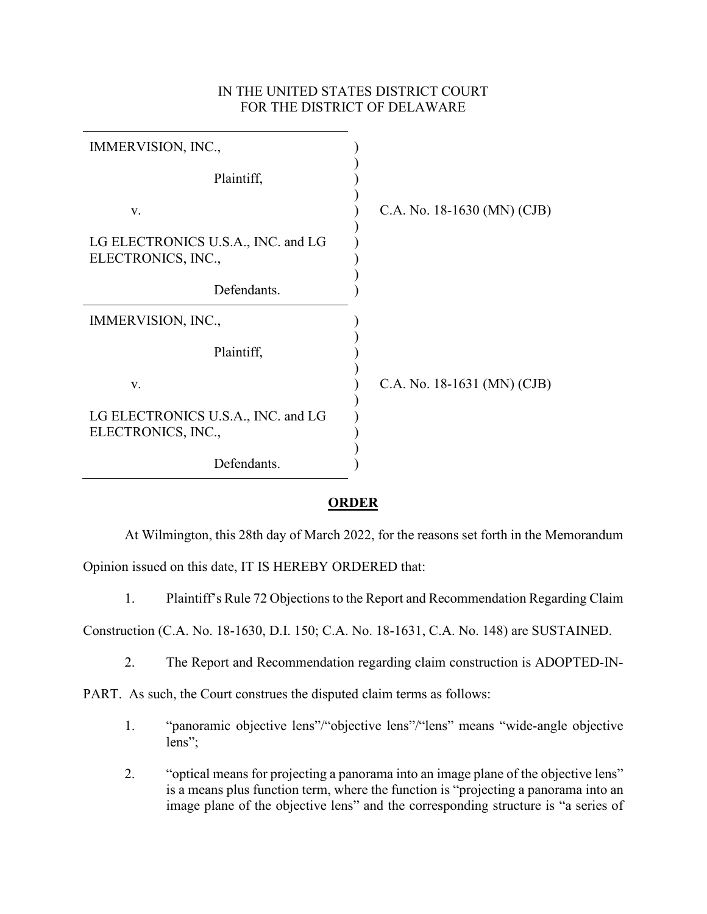IN THE UNITED STATES DISTRICT COURT
FOR THE DISTRICT OF DELAWARE

| | | |
|---|---|---|
| IMMERVISION, INC., Plaintiff, v. LG ELECTRONICS U.S.A., INC. and LG ELECTRONICS, INC., Defendants. | ) | C.A. No. 18-1630 (MN) (CJB) |
| IMMERVISION, INC., Plaintiff, v. LG ELECTRONICS U.S.A., INC. and LG ELECTRONICS, INC., Defendants. | ) | C.A. No. 18-1631 (MN) (CJB) |

## ORDER

At Wilmington, this 28th day of March 2022, for the reasons set forth in the Memorandum Opinion issued on this date, IT IS HEREBY ORDERED that:

1. Plaintiff's Rule 72 Objections to the Report and Recommendation Regarding Claim Construction (C.A. No. 18-1630, D.I. 150; C.A. No. 18-1631, C.A. No. 148) are SUSTAINED.

2. The Report and Recommendation regarding claim construction is ADOPTED-IN-PART. As such, the Court construes the disputed claim terms as follows:

   1. "panoramic objective lens"/"objective lens"/"lens" means "wide-angle objective lens";

   2. "optical means for projecting a panorama into an image plane of the objective lens" is a means plus function term, where the function is "projecting a panorama into an image plane of the objective lens" and the corresponding structure is "a series of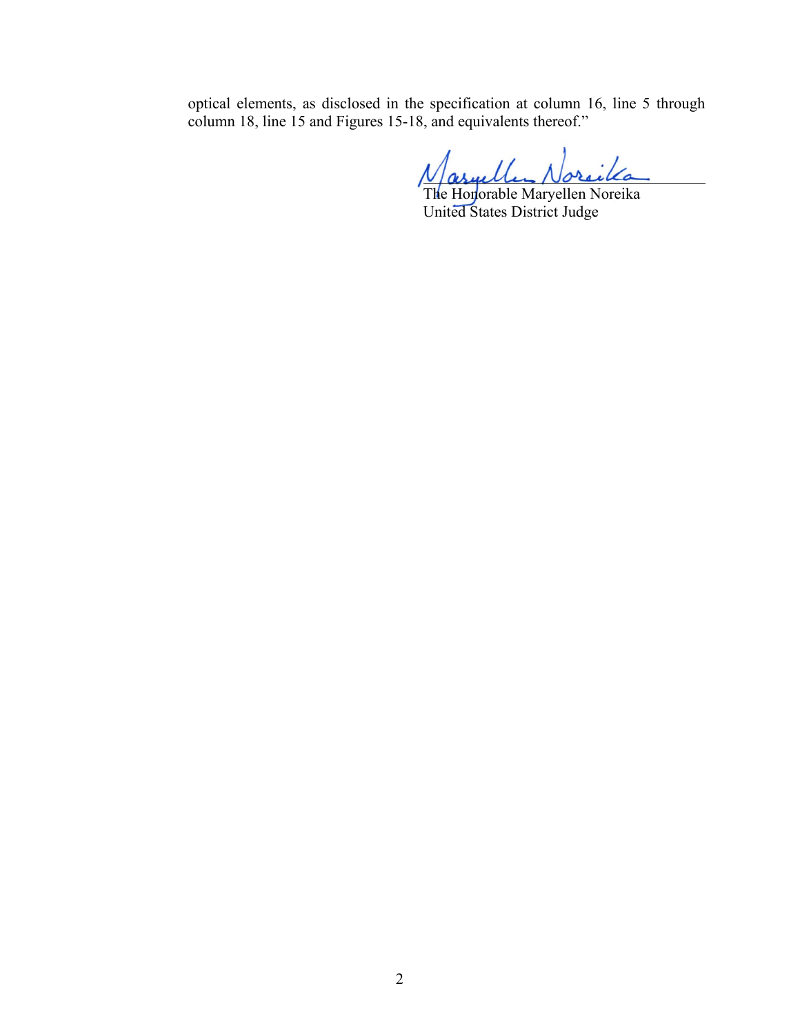optical elements, as disclosed in the specification at column 16, line 5 through column 18, line 15 and Figures 15-18, and equivalents thereof."

The Honorable Maryellen Noreika
United States District Judge